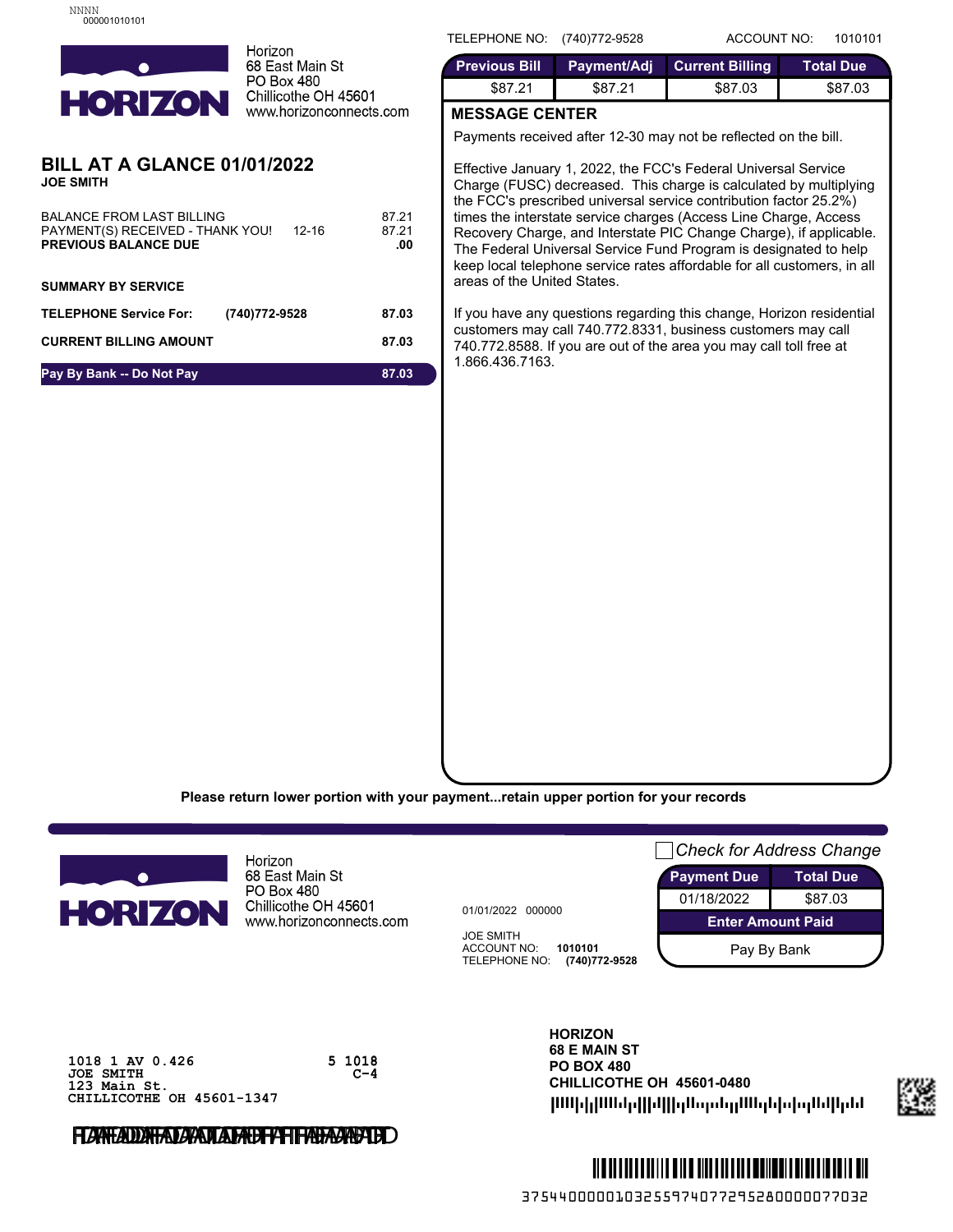NNNN
000001010101

Horizon
68 East Main St
PO Box 480
Chillicothe OH 45601
www.horizonconnects.com

TELEPHONE NO: (740)772-9528 ACCOUNT NO: 1010101

| Previous Bill | Payment/Adj | Current Billing | Total Due |
|---|---|---|---|
| $87.21 | $87.21 | $87.03 | $87.03 |

## BILL AT A GLANCE 01/01/2022

**JOE SMITH**

| | | |
|---|---|---|
| BALANCE FROM LAST BILLING | | 87.21 |
| PAYMENT(S) RECEIVED - THANK YOU! | 12-16 | 87.21 |
| **PREVIOUS BALANCE DUE** | | **.00** |

**SUMMARY BY SERVICE**

| | | |
|---|---|---|
| **TELEPHONE Service For:** | **(740)772-9528** | **87.03** |
| **CURRENT BILLING AMOUNT** | | **87.03** |
| **Pay By Bank -- Do Not Pay** | | **87.03** |

### MESSAGE CENTER

Payments received after 12-30 may not be reflected on the bill.

Effective January 1, 2022, the FCC's Federal Universal Service Charge (FUSC) decreased. This charge is calculated by multiplying the FCC's prescribed universal service contribution factor 25.2%) times the interstate service charges (Access Line Charge, Access Recovery Charge, and Interstate PIC Change Charge), if applicable. The Federal Universal Service Fund Program is designated to help keep local telephone service rates affordable for all customers, in all areas of the United States.

If you have any questions regarding this change, Horizon residential customers may call 740.772.8331, business customers may call 740.772.8588. If you are out of the area you may call toll free at 1.866.436.7163.

**Please return lower portion with your payment...retain upper portion for your records**

Horizon
68 East Main St
PO Box 480
Chillicothe OH 45601
www.horizonconnects.com

Check for Address Change

01/01/2022 000000

JOE SMITH
ACCOUNT NO: **1010101**
TELEPHONE NO: **(740)772-9528**

| Payment Due | Total Due |
|---|---|
| 01/18/2022 | $87.03 |
| **Enter Amount Paid** | |
| Pay By Bank | |

```
1018 1 AV 0.426                    5 1018
JOE SMITH                             C-4
123 Main St.
CHILLICOTHE OH 45601-1347
```

**HORIZON**
**68 E MAIN ST**
**PO BOX 480**
**CHILLICOTHE OH 45601-0480**

37544000001032559740772952800000077032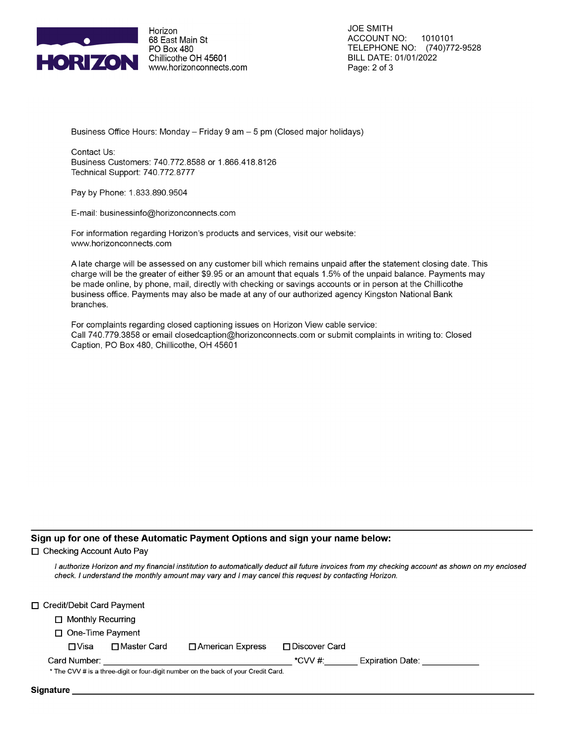Horizon
68 East Main St
PO Box 480
Chillicothe OH 45601
www.horizonconnects.com

JOE SMITH
ACCOUNT NO: 1010101
TELEPHONE NO: (740)772-9528
BILL DATE: 01/01/2022

Business Office Hours: Monday – Friday 9 am – 5 pm (Closed major holidays)

Contact Us:
Business Customers: 740.772.8588 or 1.866.418.8126
Technical Support: 740.772.8777

Pay by Phone: 1.833.890.9504

E-mail: businessinfo@horizonconnects.com

For information regarding Horizon's products and services, visit our website:
www.horizonconnects.com

A late charge will be assessed on any customer bill which remains unpaid after the statement closing date. This charge will be the greater of either $9.95 or an amount that equals 1.5% of the unpaid balance. Payments may be made online, by phone, mail, directly with checking or savings accounts or in person at the Chillicothe business office. Payments may also be made at any of our authorized agency Kingston National Bank branches.

For complaints regarding closed captioning issues on Horizon View cable service:
Call 740.779.3858 or email closedcaption@horizonconnects.com or submit complaints in writing to: Closed Caption, PO Box 480, Chillicothe, OH 45601

---

**Sign up for one of these Automatic Payment Options and sign your name below:**

☐ Checking Account Auto Pay

*I authorize Horizon and my financial institution to automatically deduct all future invoices from my checking account as shown on my enclosed check. I understand the monthly amount may vary and I may cancel this request by contacting Horizon.*

☐ Credit/Debit Card Payment

- ☐ Monthly Recurring
- ☐ One-Time Payment

☐ Visa ☐ Master Card ☐ American Express ☐ Discover Card

Card Number: ______________________ *CVV #: ________ Expiration Date: ____________

* The CVV # is a three-digit or four-digit number on the back of your Credit Card.

**Signature** ________________________________________________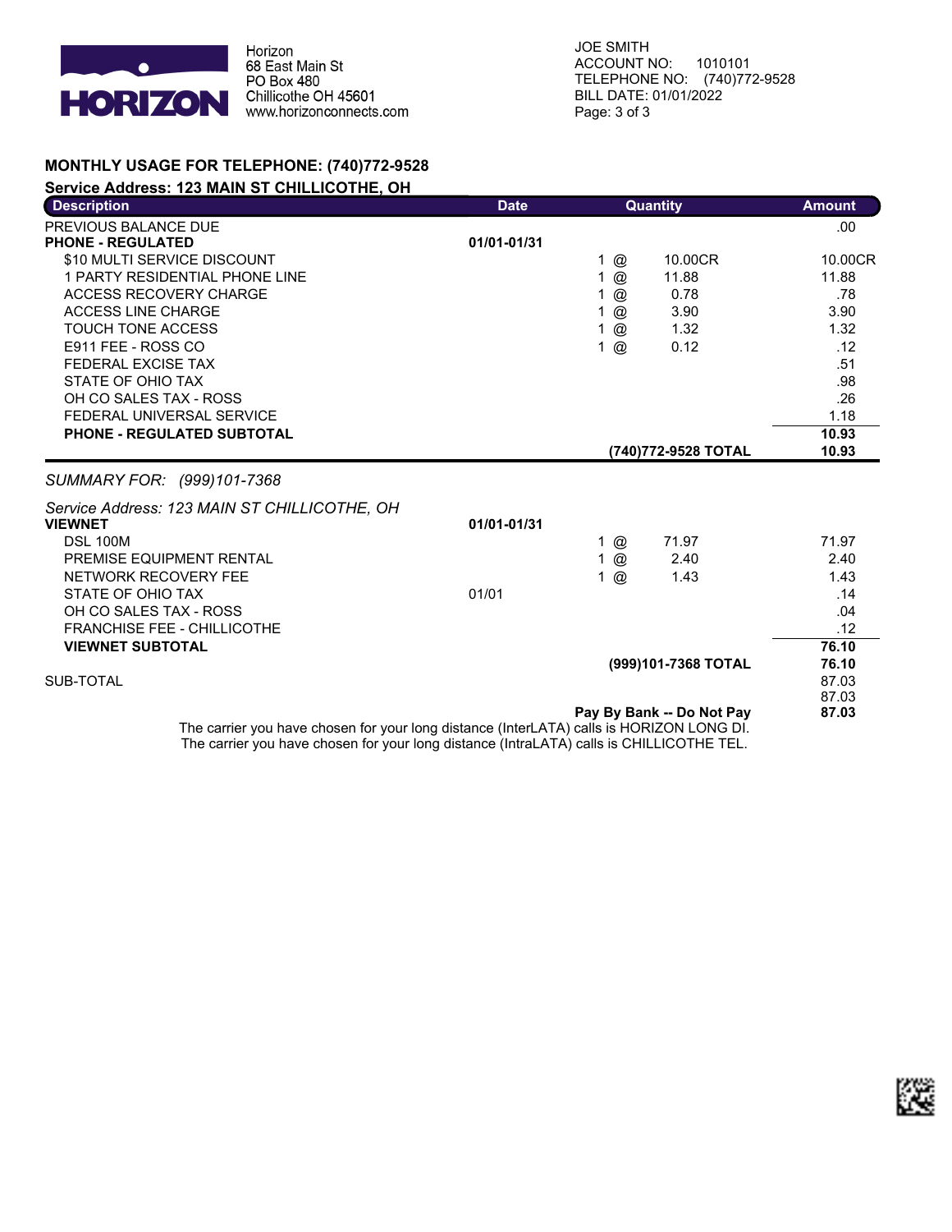Horizon
68 East Main St
PO Box 480
Chillicothe OH 45601
www.horizonconnects.com

JOE SMITH
ACCOUNT NO: 1010101
TELEPHONE NO: (740)772-9528
BILL DATE: 01/01/2022

## MONTHLY USAGE FOR TELEPHONE: (740)772-9528

**Service Address: 123 MAIN ST CHILLICOTHE, OH**

| Description | Date | Quantity | | Amount |
|---|---|---|---|---|
| PREVIOUS BALANCE DUE | | | | .00 |
| **PHONE - REGULATED** | **01/01-01/31** | | | |
| $10 MULTI SERVICE DISCOUNT | | 1 @ | 10.00CR | 10.00CR |
| 1 PARTY RESIDENTIAL PHONE LINE | | 1 @ | 11.88 | 11.88 |
| ACCESS RECOVERY CHARGE | | 1 @ | 0.78 | .78 |
| ACCESS LINE CHARGE | | 1 @ | 3.90 | 3.90 |
| TOUCH TONE ACCESS | | 1 @ | 1.32 | 1.32 |
| E911 FEE - ROSS CO | | 1 @ | 0.12 | .12 |
| FEDERAL EXCISE TAX | | | | .51 |
| STATE OF OHIO TAX | | | | .98 |
| OH CO SALES TAX - ROSS | | | | .26 |
| FEDERAL UNIVERSAL SERVICE | | | | 1.18 |
| **PHONE - REGULATED SUBTOTAL** | | | | **10.93** |
| | | **(740)772-9528 TOTAL** | | **10.93** |

*SUMMARY FOR: (999)101-7368*

*Service Address: 123 MAIN ST CHILLICOTHE, OH*

| Description | Date | Quantity | | Amount |
|---|---|---|---|---|
| **VIEWNET** | **01/01-01/31** | | | |
| DSL 100M | | 1 @ | 71.97 | 71.97 |
| PREMISE EQUIPMENT RENTAL | | 1 @ | 2.40 | 2.40 |
| NETWORK RECOVERY FEE | | 1 @ | 1.43 | 1.43 |
| STATE OF OHIO TAX | 01/01 | | | .14 |
| OH CO SALES TAX - ROSS | | | | .04 |
| FRANCHISE FEE - CHILLICOTHE | | | | .12 |
| **VIEWNET SUBTOTAL** | | | | **76.10** |
| | | **(999)101-7368 TOTAL** | | **76.10** |
| SUB-TOTAL | | | | 87.03 |
| | | | | 87.03 |
| | | **Pay By Bank -- Do Not Pay** | | **87.03** |

The carrier you have chosen for your long distance (InterLATA) calls is HORIZON LONG DI.
The carrier you have chosen for your long distance (IntraLATA) calls is CHILLICOTHE TEL.